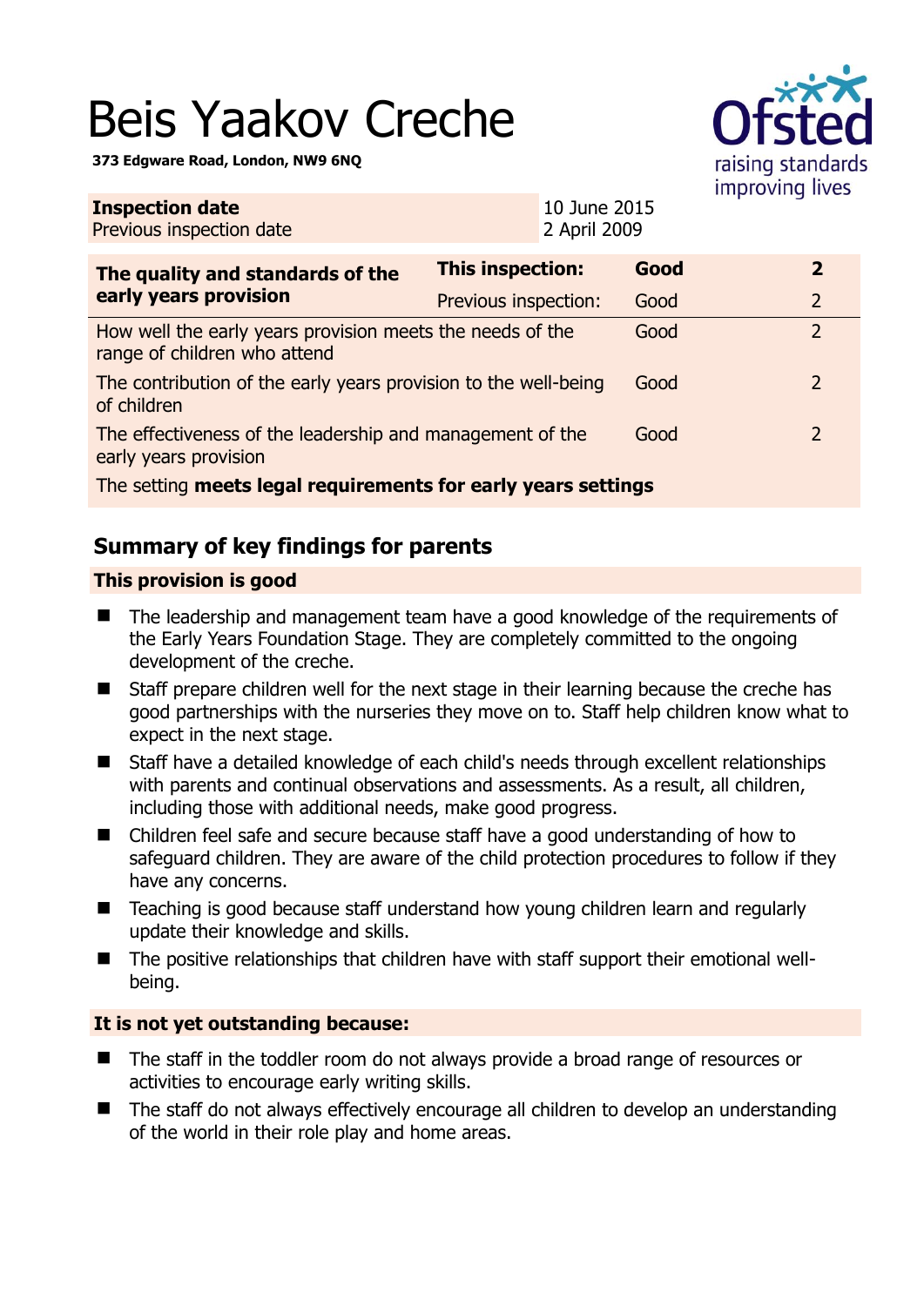# Beis Yaakov Creche

**373 Edgware Road, London, NW9 6NQ**

| **Inspection date** | 10 June 2015 |
|---|---|
| Previous inspection date | 2 April 2009 |

| **The quality and standards of the early years provision** | **This inspection:** | **Good** | **2** |
|---|---|---|---|
| | Previous inspection: | Good | 2 |
| How well the early years provision meets the needs of the range of children who attend | | Good | 2 |
| The contribution of the early years provision to the well-being of children | | Good | 2 |
| The effectiveness of the leadership and management of the early years provision | | Good | 2 |
| The setting **meets legal requirements for early years settings** | | | |

## Summary of key findings for parents

### This provision is good

- The leadership and management team have a good knowledge of the requirements of the Early Years Foundation Stage. They are completely committed to the ongoing development of the creche.
- Staff prepare children well for the next stage in their learning because the creche has good partnerships with the nurseries they move on to. Staff help children know what to expect in the next stage.
- Staff have a detailed knowledge of each child's needs through excellent relationships with parents and continual observations and assessments. As a result, all children, including those with additional needs, make good progress.
- Children feel safe and secure because staff have a good understanding of how to safeguard children. They are aware of the child protection procedures to follow if they have any concerns.
- Teaching is good because staff understand how young children learn and regularly update their knowledge and skills.
- The positive relationships that children have with staff support their emotional well-being.

### It is not yet outstanding because:

- The staff in the toddler room do not always provide a broad range of resources or activities to encourage early writing skills.
- The staff do not always effectively encourage all children to develop an understanding of the world in their role play and home areas.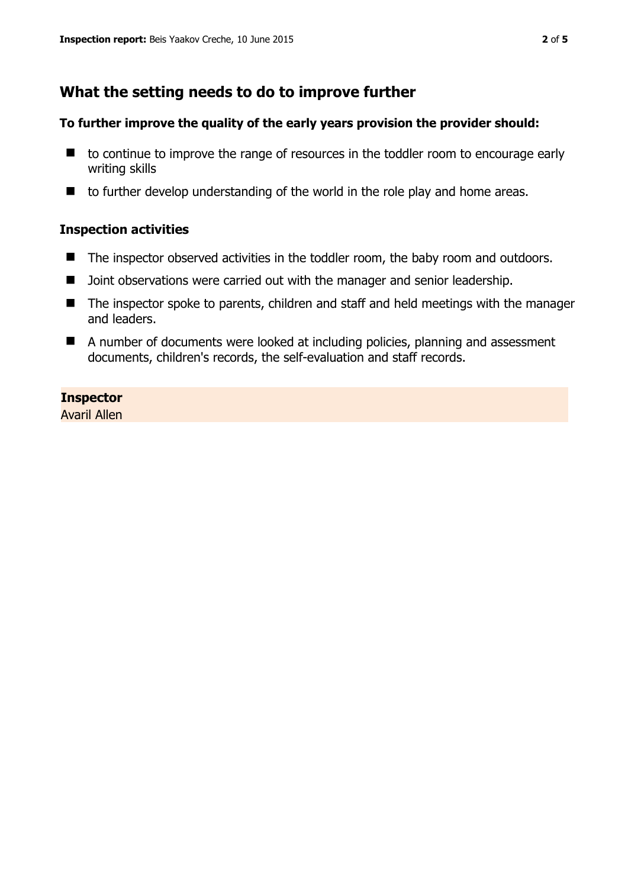## What the setting needs to do to improve further

**To further improve the quality of the early years provision the provider should:**

- to continue to improve the range of resources in the toddler room to encourage early writing skills
- to further develop understanding of the world in the role play and home areas.

### Inspection activities

- The inspector observed activities in the toddler room, the baby room and outdoors.
- Joint observations were carried out with the manager and senior leadership.
- The inspector spoke to parents, children and staff and held meetings with the manager and leaders.
- A number of documents were looked at including policies, planning and assessment documents, children's records, the self-evaluation and staff records.

**Inspector**
Avaril Allen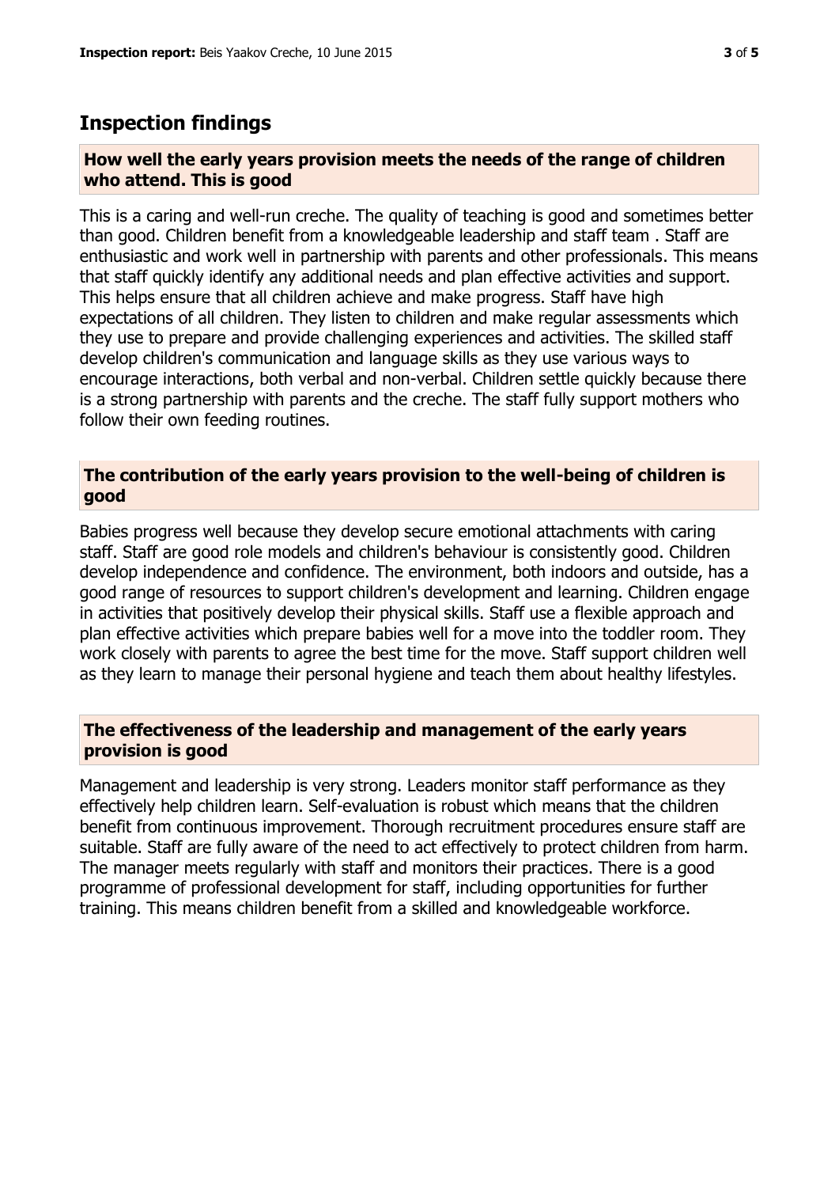## Inspection findings

### How well the early years provision meets the needs of the range of children who attend. This is good

This is a caring and well-run creche. The quality of teaching is good and sometimes better than good. Children benefit from a knowledgeable leadership and staff team . Staff are enthusiastic and work well in partnership with parents and other professionals. This means that staff quickly identify any additional needs and plan effective activities and support. This helps ensure that all children achieve and make progress. Staff have high expectations of all children. They listen to children and make regular assessments which they use to prepare and provide challenging experiences and activities. The skilled staff develop children's communication and language skills as they use various ways to encourage interactions, both verbal and non-verbal. Children settle quickly because there is a strong partnership with parents and the creche. The staff fully support mothers who follow their own feeding routines.

### The contribution of the early years provision to the well-being of children is good

Babies progress well because they develop secure emotional attachments with caring staff. Staff are good role models and children's behaviour is consistently good. Children develop independence and confidence. The environment, both indoors and outside, has a good range of resources to support children's development and learning. Children engage in activities that positively develop their physical skills. Staff use a flexible approach and plan effective activities which prepare babies well for a move into the toddler room. They work closely with parents to agree the best time for the move. Staff support children well as they learn to manage their personal hygiene and teach them about healthy lifestyles.

### The effectiveness of the leadership and management of the early years provision is good

Management and leadership is very strong. Leaders monitor staff performance as they effectively help children learn. Self-evaluation is robust which means that the children benefit from continuous improvement. Thorough recruitment procedures ensure staff are suitable. Staff are fully aware of the need to act effectively to protect children from harm. The manager meets regularly with staff and monitors their practices. There is a good programme of professional development for staff, including opportunities for further training. This means children benefit from a skilled and knowledgeable workforce.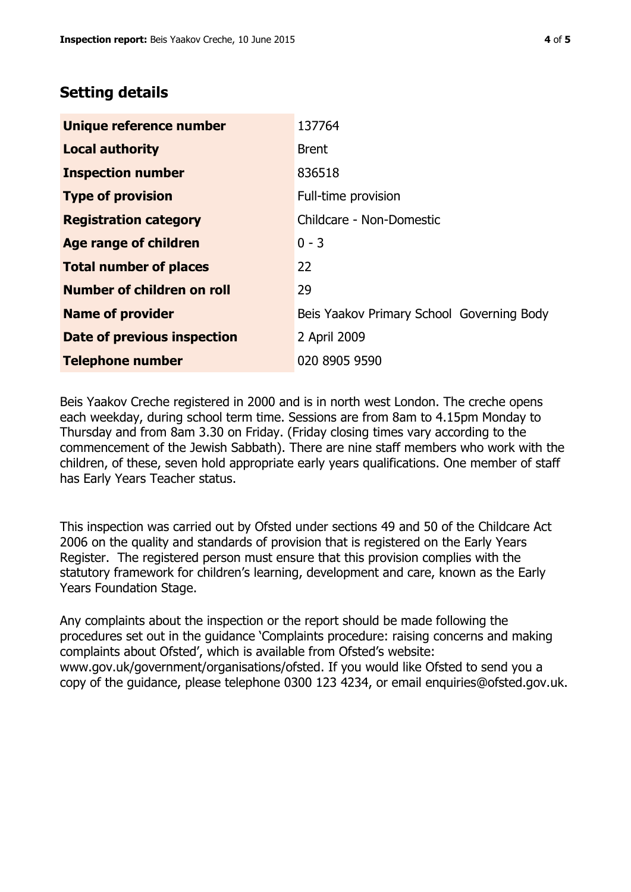## Setting details

| | |
|---|---|
| **Unique reference number** | 137764 |
| **Local authority** | Brent |
| **Inspection number** | 836518 |
| **Type of provision** | Full-time provision |
| **Registration category** | Childcare - Non-Domestic |
| **Age range of children** | 0 - 3 |
| **Total number of places** | 22 |
| **Number of children on roll** | 29 |
| **Name of provider** | Beis Yaakov Primary School Governing Body |
| **Date of previous inspection** | 2 April 2009 |
| **Telephone number** | 020 8905 9590 |

Beis Yaakov Creche registered in 2000 and is in north west London. The creche opens each weekday, during school term time. Sessions are from 8am to 4.15pm Monday to Thursday and from 8am 3.30 on Friday. (Friday closing times vary according to the commencement of the Jewish Sabbath). There are nine staff members who work with the children, of these, seven hold appropriate early years qualifications. One member of staff has Early Years Teacher status.

This inspection was carried out by Ofsted under sections 49 and 50 of the Childcare Act 2006 on the quality and standards of provision that is registered on the Early Years Register. The registered person must ensure that this provision complies with the statutory framework for children's learning, development and care, known as the Early Years Foundation Stage.

Any complaints about the inspection or the report should be made following the procedures set out in the guidance 'Complaints procedure: raising concerns and making complaints about Ofsted', which is available from Ofsted's website: www.gov.uk/government/organisations/ofsted. If you would like Ofsted to send you a copy of the guidance, please telephone 0300 123 4234, or email enquiries@ofsted.gov.uk.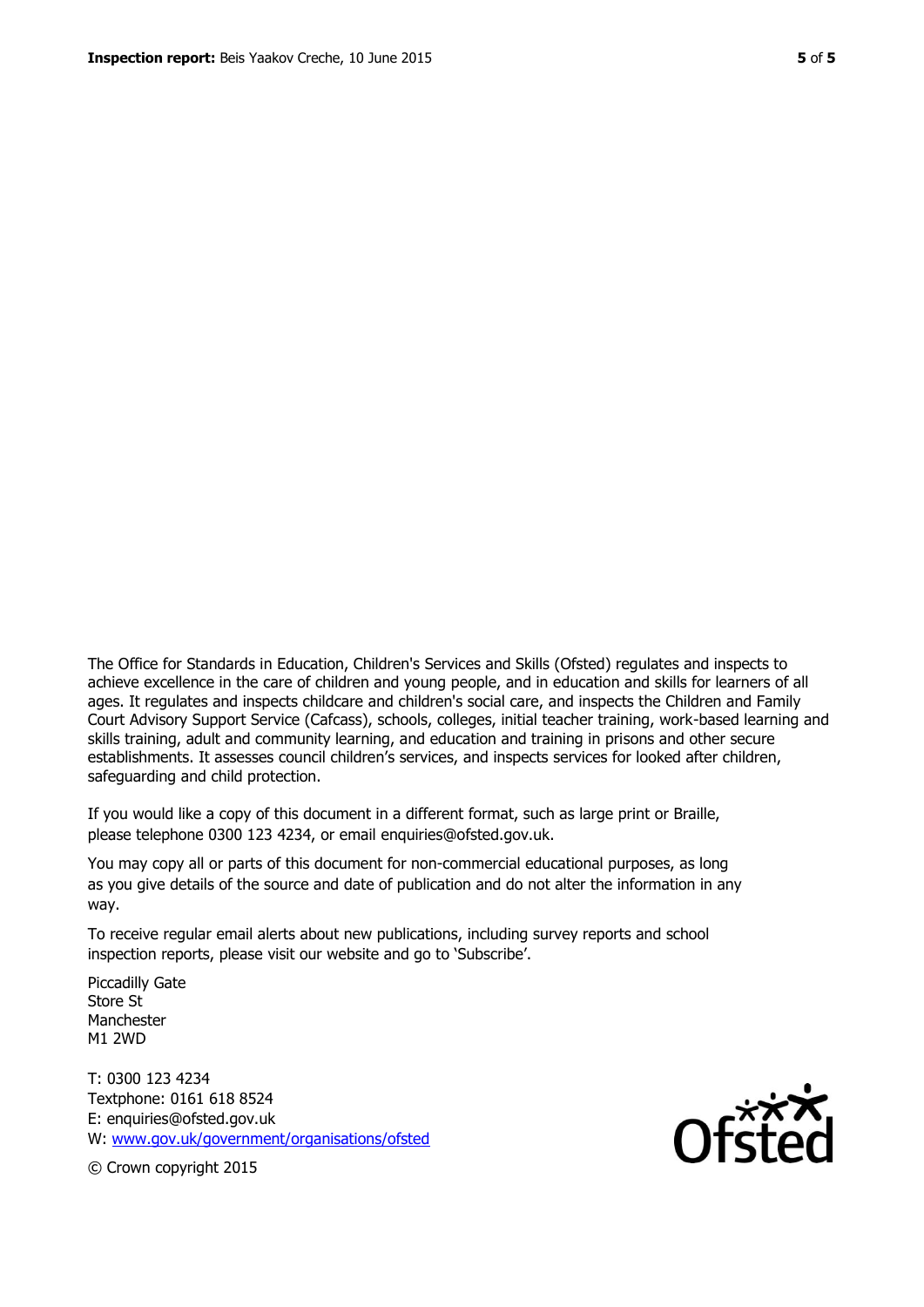The Office for Standards in Education, Children's Services and Skills (Ofsted) regulates and inspects to achieve excellence in the care of children and young people, and in education and skills for learners of all ages. It regulates and inspects childcare and children's social care, and inspects the Children and Family Court Advisory Support Service (Cafcass), schools, colleges, initial teacher training, work-based learning and skills training, adult and community learning, and education and training in prisons and other secure establishments. It assesses council children's services, and inspects services for looked after children, safeguarding and child protection.

If you would like a copy of this document in a different format, such as large print or Braille, please telephone 0300 123 4234, or email enquiries@ofsted.gov.uk.

You may copy all or parts of this document for non-commercial educational purposes, as long as you give details of the source and date of publication and do not alter the information in any way.

To receive regular email alerts about new publications, including survey reports and school inspection reports, please visit our website and go to 'Subscribe'.

Piccadilly Gate
Store St
Manchester
M1 2WD

T: 0300 123 4234
Textphone: 0161 618 8524
E: enquiries@ofsted.gov.uk
W: [www.gov.uk/government/organisations/ofsted](www.gov.uk/government/organisations/ofsted)

© Crown copyright 2015

Ofsted